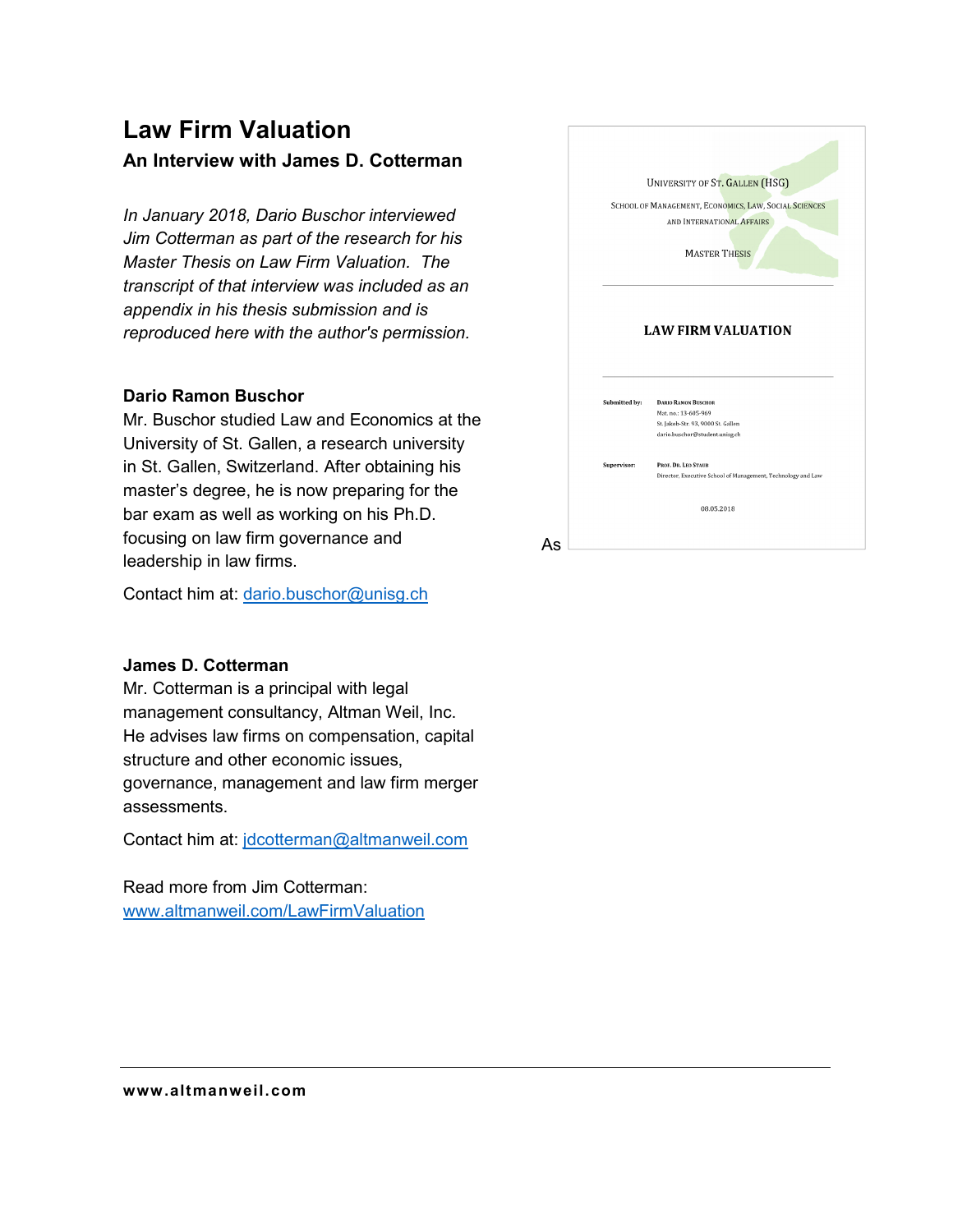# Law Firm Valuation

## An Interview with James D. Cotterman

*In January 2018, Dario Buschor interviewed Jim Cotterman as part of the research for his Master Thesis on Law Firm Valuation. The transcript of that interview was included as an appendix in his thesis submission and is reproduced here with the author's permission.*

### Dario Ramon Buschor

Mr. Buschor studied Law and Economics at the University of St. Gallen, a research university in St. Gallen, Switzerland. After obtaining his master's degree, he is now preparing for the bar exam as well as working on his Ph.D. focusing on law firm governance and leadership in law firms.

Contact him at: dario.buschor@unisg.ch

### James D. Cotterman

Mr. Cotterman is a principal with legal management consultancy, Altman Weil, Inc. He advises law firms on compensation, capital structure and other economic issues, governance, management and law firm merger assessments.

Contact him at: jdcotterman@altmanweil.com

Read more from Jim Cotterman: www.altmanweil.com/LawFirmValuation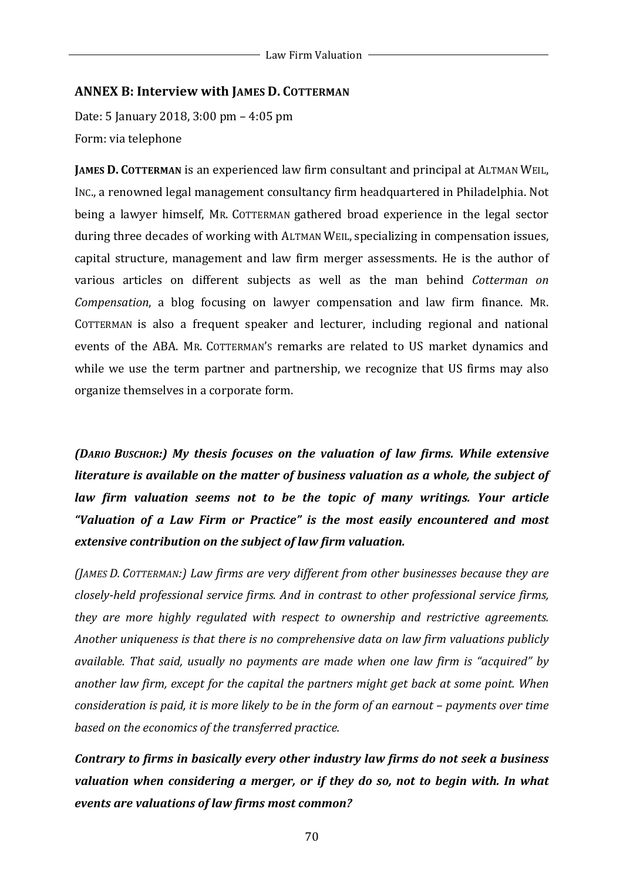## ANNEX B: Interview with JAMES D. COTTERMAN

Date: 5 January 2018, 3:00 pm – 4:05 pm

Form: via telephone

**JAMES D. COTTERMAN** is an experienced law firm consultant and principal at ALTMAN WEIL, INC., a renowned legal management consultancy firm headquartered in Philadelphia. Not being a lawyer himself, MR. COTTERMAN gathered broad experience in the legal sector during three decades of working with ALTMAN WEIL, specializing in compensation issues, capital structure, management and law firm merger assessments. He is the author of various articles on different subjects as well as the man behind *Cotterman on Compensation*, a blog focusing on lawyer compensation and law firm finance. MR. COTTERMAN is also a frequent speaker and lecturer, including regional and national events of the ABA. MR. COTTERMAN'S remarks are related to US market dynamics and while we use the term partner and partnership, we recognize that US firms may also organize themselves in a corporate form.

***(DARIO BUSCHOR:) My thesis focuses on the valuation of law firms. While extensive literature is available on the matter of business valuation as a whole, the subject of law firm valuation seems not to be the topic of many writings. Your article "Valuation of a Law Firm or Practice" is the most easily encountered and most extensive contribution on the subject of law firm valuation.***

*(JAMES D. COTTERMAN:) Law firms are very different from other businesses because they are closely-held professional service firms. And in contrast to other professional service firms, they are more highly regulated with respect to ownership and restrictive agreements. Another uniqueness is that there is no comprehensive data on law firm valuations publicly available. That said, usually no payments are made when one law firm is "acquired" by another law firm, except for the capital the partners might get back at some point. When consideration is paid, it is more likely to be in the form of an earnout – payments over time based on the economics of the transferred practice.*

***Contrary to firms in basically every other industry law firms do not seek a business valuation when considering a merger, or if they do so, not to begin with. In what events are valuations of law firms most common?***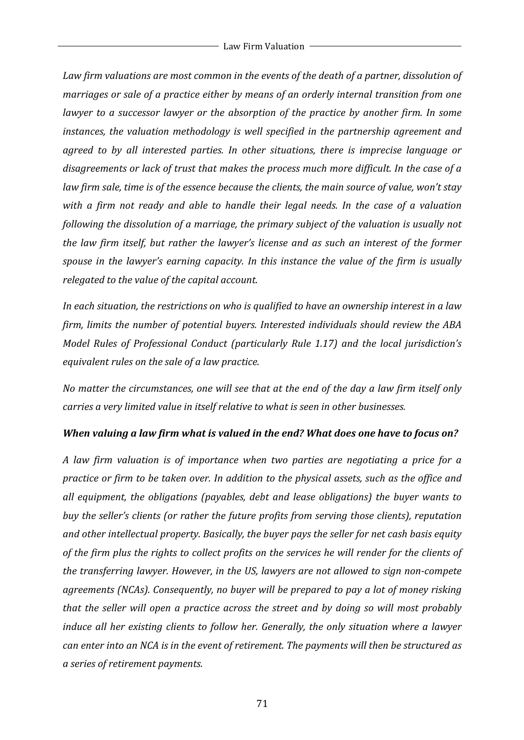*Law firm valuations are most common in the events of the death of a partner, dissolution of marriages or sale of a practice either by means of an orderly internal transition from one lawyer to a successor lawyer or the absorption of the practice by another firm. In some instances, the valuation methodology is well specified in the partnership agreement and agreed to by all interested parties. In other situations, there is imprecise language or disagreements or lack of trust that makes the process much more difficult. In the case of a law firm sale, time is of the essence because the clients, the main source of value, won't stay with a firm not ready and able to handle their legal needs. In the case of a valuation following the dissolution of a marriage, the primary subject of the valuation is usually not the law firm itself, but rather the lawyer's license and as such an interest of the former spouse in the lawyer's earning capacity. In this instance the value of the firm is usually relegated to the value of the capital account.*

*In each situation, the restrictions on who is qualified to have an ownership interest in a law firm, limits the number of potential buyers. Interested individuals should review the ABA Model Rules of Professional Conduct (particularly Rule 1.17) and the local jurisdiction's equivalent rules on the sale of a law practice.*

*No matter the circumstances, one will see that at the end of the day a law firm itself only carries a very limited value in itself relative to what is seen in other businesses.*

***When valuing a law firm what is valued in the end? What does one have to focus on?***

*A law firm valuation is of importance when two parties are negotiating a price for a practice or firm to be taken over. In addition to the physical assets, such as the office and all equipment, the obligations (payables, debt and lease obligations) the buyer wants to buy the seller's clients (or rather the future profits from serving those clients), reputation and other intellectual property. Basically, the buyer pays the seller for net cash basis equity of the firm plus the rights to collect profits on the services he will render for the clients of the transferring lawyer. However, in the US, lawyers are not allowed to sign non-compete agreements (NCAs). Consequently, no buyer will be prepared to pay a lot of money risking that the seller will open a practice across the street and by doing so will most probably induce all her existing clients to follow her. Generally, the only situation where a lawyer can enter into an NCA is in the event of retirement. The payments will then be structured as a series of retirement payments.*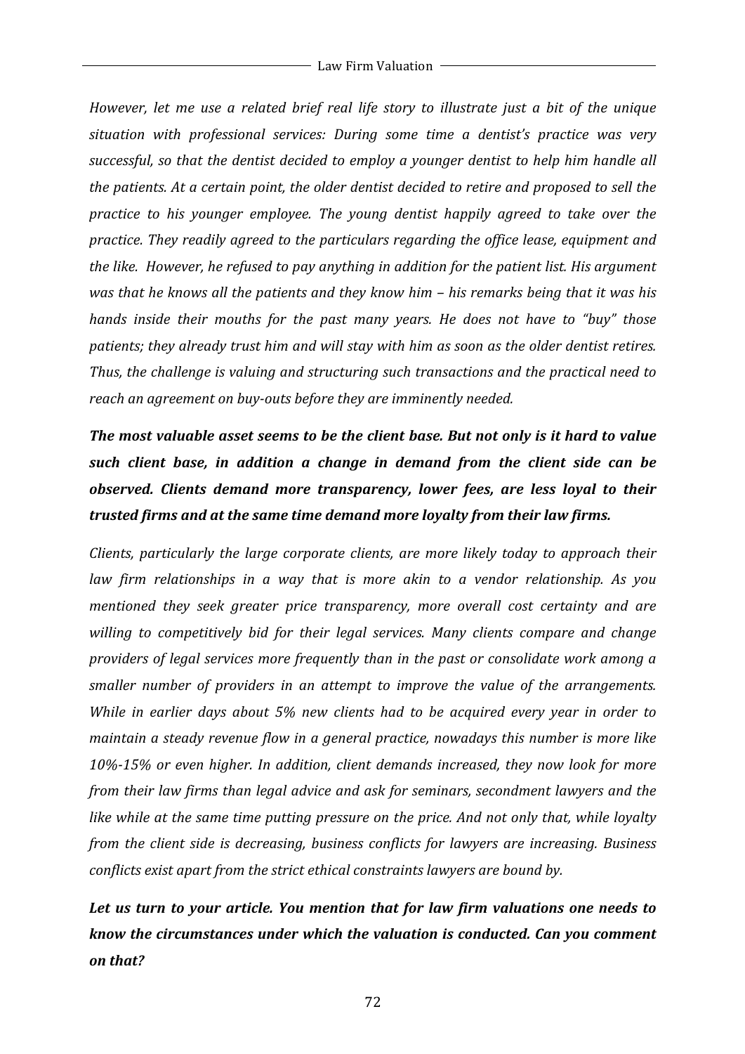*However, let me use a related brief real life story to illustrate just a bit of the unique situation with professional services: During some time a dentist's practice was very successful, so that the dentist decided to employ a younger dentist to help him handle all the patients. At a certain point, the older dentist decided to retire and proposed to sell the practice to his younger employee. The young dentist happily agreed to take over the practice. They readily agreed to the particulars regarding the office lease, equipment and the like. However, he refused to pay anything in addition for the patient list. His argument was that he knows all the patients and they know him – his remarks being that it was his hands inside their mouths for the past many years. He does not have to "buy" those patients; they already trust him and will stay with him as soon as the older dentist retires. Thus, the challenge is valuing and structuring such transactions and the practical need to reach an agreement on buy-outs before they are imminently needed.*

***The most valuable asset seems to be the client base. But not only is it hard to value such client base, in addition a change in demand from the client side can be observed. Clients demand more transparency, lower fees, are less loyal to their trusted firms and at the same time demand more loyalty from their law firms.***

*Clients, particularly the large corporate clients, are more likely today to approach their law firm relationships in a way that is more akin to a vendor relationship. As you mentioned they seek greater price transparency, more overall cost certainty and are willing to competitively bid for their legal services. Many clients compare and change providers of legal services more frequently than in the past or consolidate work among a smaller number of providers in an attempt to improve the value of the arrangements. While in earlier days about 5% new clients had to be acquired every year in order to maintain a steady revenue flow in a general practice, nowadays this number is more like 10%-15% or even higher. In addition, client demands increased, they now look for more from their law firms than legal advice and ask for seminars, secondment lawyers and the like while at the same time putting pressure on the price. And not only that, while loyalty from the client side is decreasing, business conflicts for lawyers are increasing. Business conflicts exist apart from the strict ethical constraints lawyers are bound by.*

***Let us turn to your article. You mention that for law firm valuations one needs to know the circumstances under which the valuation is conducted. Can you comment on that?***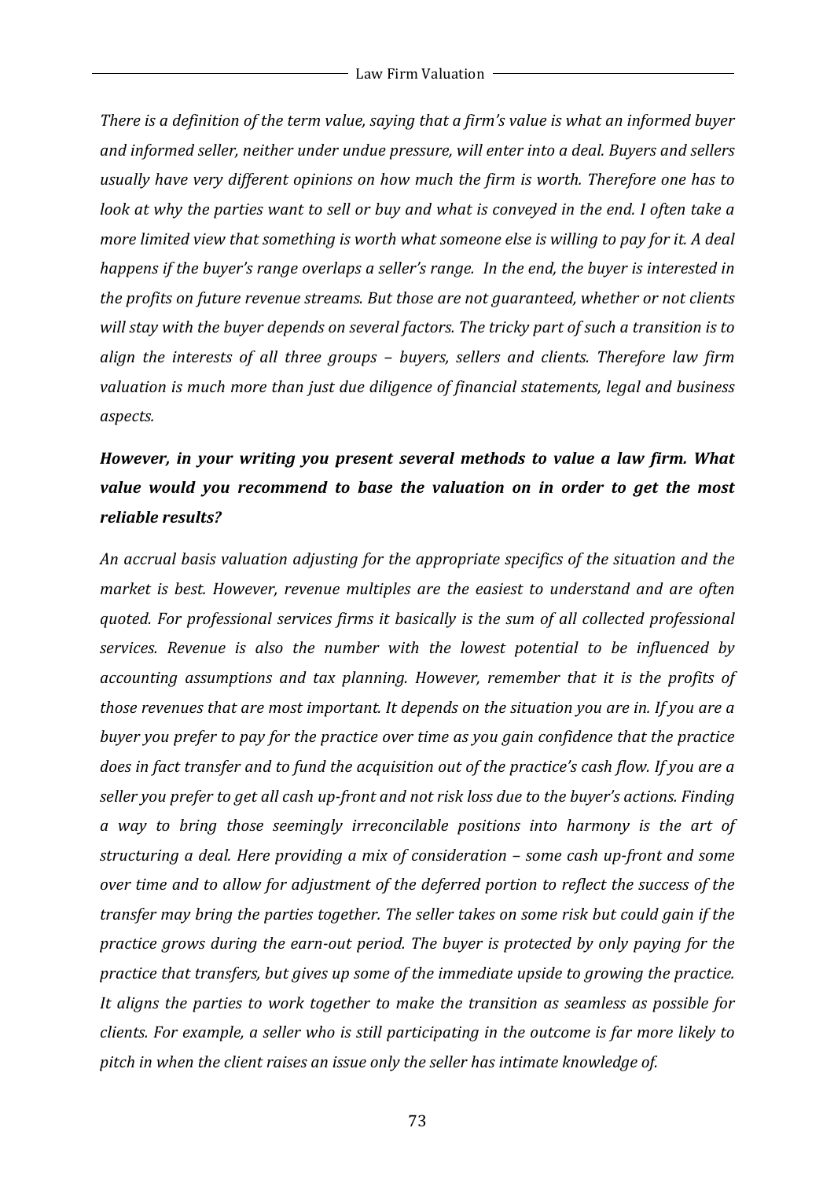*There is a definition of the term value, saying that a firm's value is what an informed buyer and informed seller, neither under undue pressure, will enter into a deal. Buyers and sellers usually have very different opinions on how much the firm is worth. Therefore one has to look at why the parties want to sell or buy and what is conveyed in the end. I often take a more limited view that something is worth what someone else is willing to pay for it. A deal happens if the buyer's range overlaps a seller's range. In the end, the buyer is interested in the profits on future revenue streams. But those are not guaranteed, whether or not clients will stay with the buyer depends on several factors. The tricky part of such a transition is to align the interests of all three groups – buyers, sellers and clients. Therefore law firm valuation is much more than just due diligence of financial statements, legal and business aspects.*

***However, in your writing you present several methods to value a law firm. What value would you recommend to base the valuation on in order to get the most reliable results?***

*An accrual basis valuation adjusting for the appropriate specifics of the situation and the market is best. However, revenue multiples are the easiest to understand and are often quoted. For professional services firms it basically is the sum of all collected professional services. Revenue is also the number with the lowest potential to be influenced by accounting assumptions and tax planning. However, remember that it is the profits of those revenues that are most important. It depends on the situation you are in. If you are a buyer you prefer to pay for the practice over time as you gain confidence that the practice does in fact transfer and to fund the acquisition out of the practice's cash flow. If you are a seller you prefer to get all cash up-front and not risk loss due to the buyer's actions. Finding a way to bring those seemingly irreconcilable positions into harmony is the art of structuring a deal. Here providing a mix of consideration – some cash up-front and some over time and to allow for adjustment of the deferred portion to reflect the success of the transfer may bring the parties together. The seller takes on some risk but could gain if the practice grows during the earn-out period. The buyer is protected by only paying for the practice that transfers, but gives up some of the immediate upside to growing the practice. It aligns the parties to work together to make the transition as seamless as possible for clients. For example, a seller who is still participating in the outcome is far more likely to pitch in when the client raises an issue only the seller has intimate knowledge of.*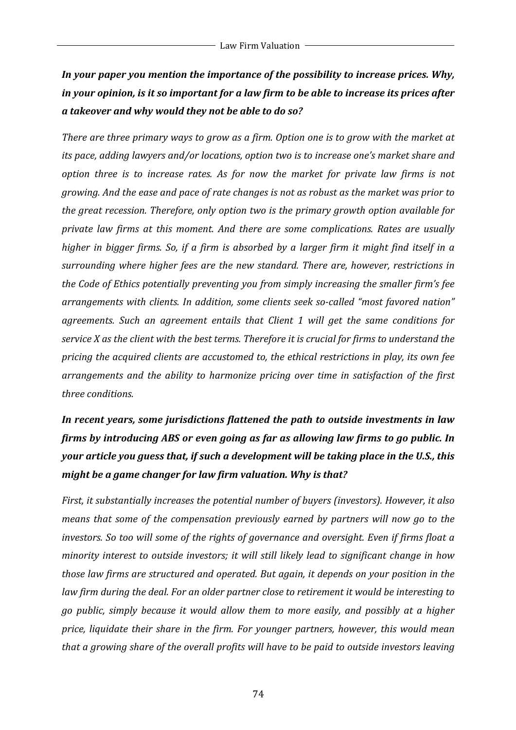***In your paper you mention the importance of the possibility to increase prices. Why, in your opinion, is it so important for a law firm to be able to increase its prices after a takeover and why would they not be able to do so?***

*There are three primary ways to grow as a firm. Option one is to grow with the market at its pace, adding lawyers and/or locations, option two is to increase one's market share and option three is to increase rates. As for now the market for private law firms is not growing. And the ease and pace of rate changes is not as robust as the market was prior to the great recession. Therefore, only option two is the primary growth option available for private law firms at this moment. And there are some complications. Rates are usually higher in bigger firms. So, if a firm is absorbed by a larger firm it might find itself in a surrounding where higher fees are the new standard. There are, however, restrictions in the Code of Ethics potentially preventing you from simply increasing the smaller firm's fee arrangements with clients. In addition, some clients seek so-called "most favored nation" agreements. Such an agreement entails that Client 1 will get the same conditions for service X as the client with the best terms. Therefore it is crucial for firms to understand the pricing the acquired clients are accustomed to, the ethical restrictions in play, its own fee arrangements and the ability to harmonize pricing over time in satisfaction of the first three conditions.*

***In recent years, some jurisdictions flattened the path to outside investments in law firms by introducing ABS or even going as far as allowing law firms to go public. In your article you guess that, if such a development will be taking place in the U.S., this might be a game changer for law firm valuation. Why is that?***

*First, it substantially increases the potential number of buyers (investors). However, it also means that some of the compensation previously earned by partners will now go to the investors. So too will some of the rights of governance and oversight. Even if firms float a minority interest to outside investors; it will still likely lead to significant change in how those law firms are structured and operated. But again, it depends on your position in the law firm during the deal. For an older partner close to retirement it would be interesting to go public, simply because it would allow them to more easily, and possibly at a higher price, liquidate their share in the firm. For younger partners, however, this would mean that a growing share of the overall profits will have to be paid to outside investors leaving*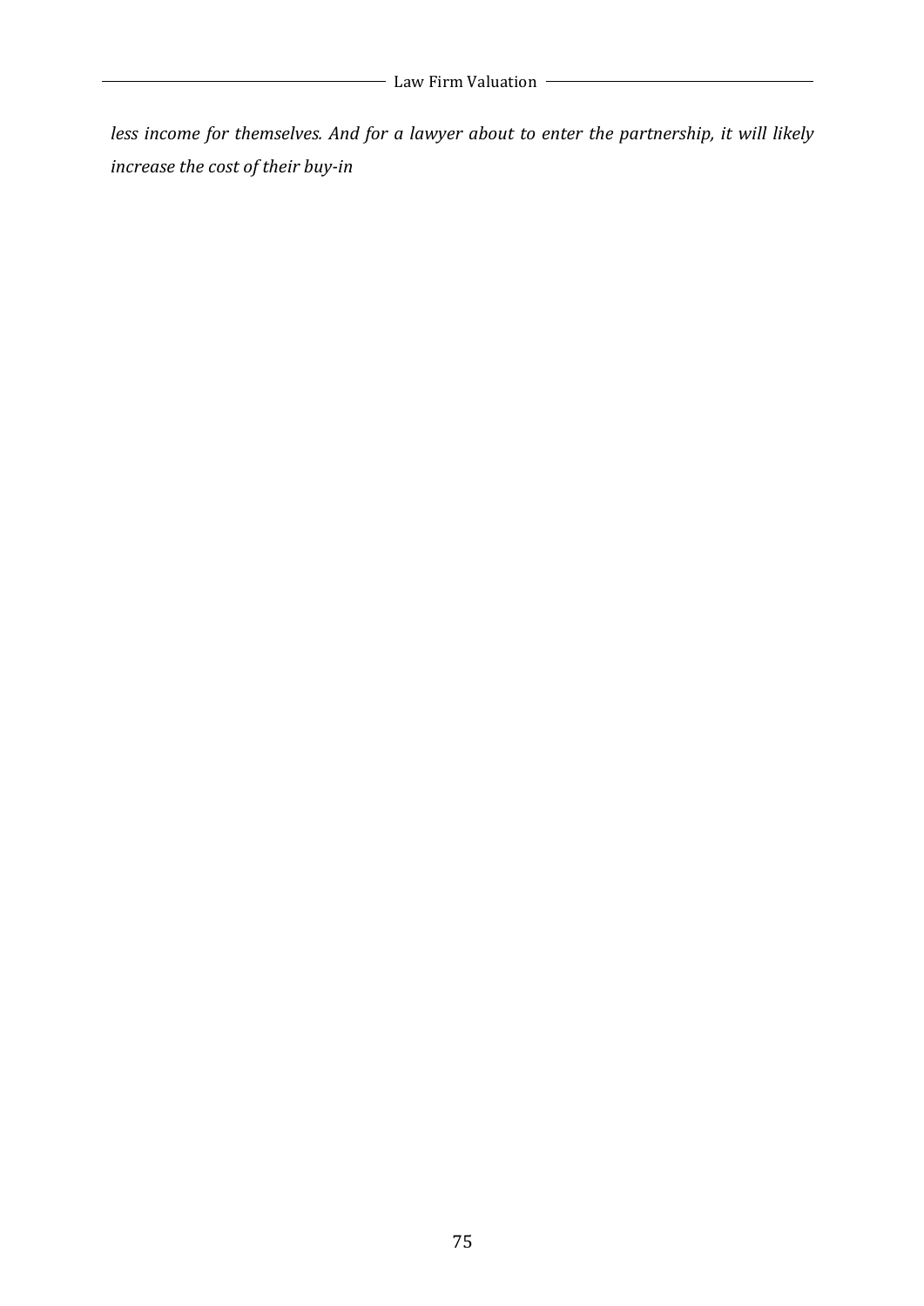*less income for themselves. And for a lawyer about to enter the partnership, it will likely increase the cost of their buy-in*